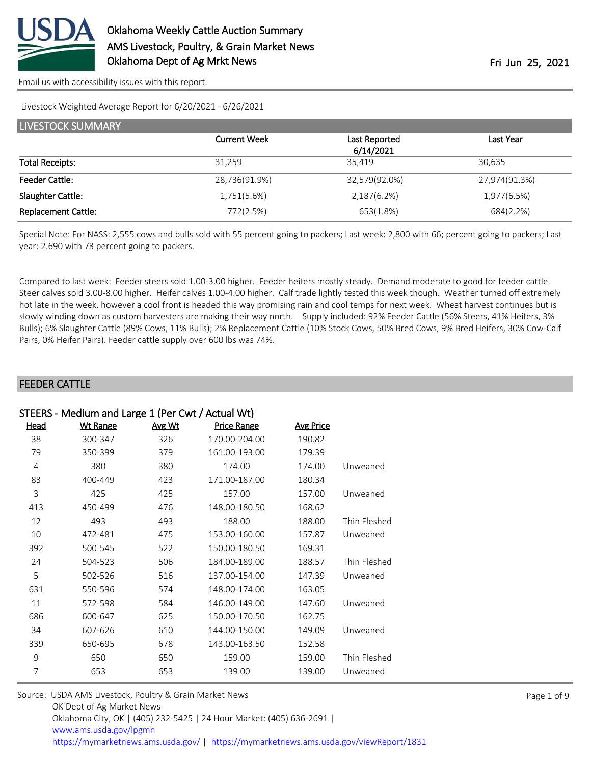# Oklahoma Weekly Cattle Auction Summary

AMS Livestock, Poultry, & Grain Market News
Oklahoma Dept of Ag Mrkt News

Fri Jun 25, 2021

Email us with accessibility issues with this report.

Livestock Weighted Average Report for 6/20/2021 - 6/26/2021

## LIVESTOCK SUMMARY

| | Current Week | Last Reported 6/14/2021 | Last Year |
|---|---|---|---|
| Total Receipts: | 31,259 | 35,419 | 30,635 |
| Feeder Cattle: | 28,736(91.9%) | 32,579(92.0%) | 27,974(91.3%) |
| Slaughter Cattle: | 1,751(5.6%) | 2,187(6.2%) | 1,977(6.5%) |
| Replacement Cattle: | 772(2.5%) | 653(1.8%) | 684(2.2%) |

Special Note: For NASS: 2,555 cows and bulls sold with 55 percent going to packers; Last week: 2,800 with 66; percent going to packers; Last year: 2.690 with 73 percent going to packers.

Compared to last week: Feeder steers sold 1.00-3.00 higher. Feeder heifers mostly steady. Demand moderate to good for feeder cattle. Steer calves sold 3.00-8.00 higher. Heifer calves 1.00-4.00 higher. Calf trade lightly tested this week though. Weather turned off extremely hot late in the week, however a cool front is headed this way promising rain and cool temps for next week. Wheat harvest continues but is slowly winding down as custom harvesters are making their way north. Supply included: 92% Feeder Cattle (56% Steers, 41% Heifers, 3% Bulls); 6% Slaughter Cattle (89% Cows, 11% Bulls); 2% Replacement Cattle (10% Stock Cows, 50% Bred Cows, 9% Bred Heifers, 30% Cow-Calf Pairs, 0% Heifer Pairs). Feeder cattle supply over 600 lbs was 74%.

## FEEDER CATTLE

### STEERS - Medium and Large 1 (Per Cwt / Actual Wt)

| Head | Wt Range | Avg Wt | Price Range | Avg Price | |
|---|---|---|---|---|---|
| 38 | 300-347 | 326 | 170.00-204.00 | 190.82 | |
| 79 | 350-399 | 379 | 161.00-193.00 | 179.39 | |
| 4 | 380 | 380 | 174.00 | 174.00 | Unweaned |
| 83 | 400-449 | 423 | 171.00-187.00 | 180.34 | |
| 3 | 425 | 425 | 157.00 | 157.00 | Unweaned |
| 413 | 450-499 | 476 | 148.00-180.50 | 168.62 | |
| 12 | 493 | 493 | 188.00 | 188.00 | Thin Fleshed |
| 10 | 472-481 | 475 | 153.00-160.00 | 157.87 | Unweaned |
| 392 | 500-545 | 522 | 150.00-180.50 | 169.31 | |
| 24 | 504-523 | 506 | 184.00-189.00 | 188.57 | Thin Fleshed |
| 5 | 502-526 | 516 | 137.00-154.00 | 147.39 | Unweaned |
| 631 | 550-596 | 574 | 148.00-174.00 | 163.05 | |
| 11 | 572-598 | 584 | 146.00-149.00 | 147.60 | Unweaned |
| 686 | 600-647 | 625 | 150.00-170.50 | 162.75 | |
| 34 | 607-626 | 610 | 144.00-150.00 | 149.09 | Unweaned |
| 339 | 650-695 | 678 | 143.00-163.50 | 152.58 | |
| 9 | 650 | 650 | 159.00 | 159.00 | Thin Fleshed |
| 7 | 653 | 653 | 139.00 | 139.00 | Unweaned |

Source: USDA AMS Livestock, Poultry & Grain Market News
OK Dept of Ag Market News
Oklahoma City, OK | (405) 232-5425 | 24 Hour Market: (405) 636-2691 |
www.ams.usda.gov/lpgmn
https://mymarketnews.ams.usda.gov/ | https://mymarketnews.ams.usda.gov/viewReport/1831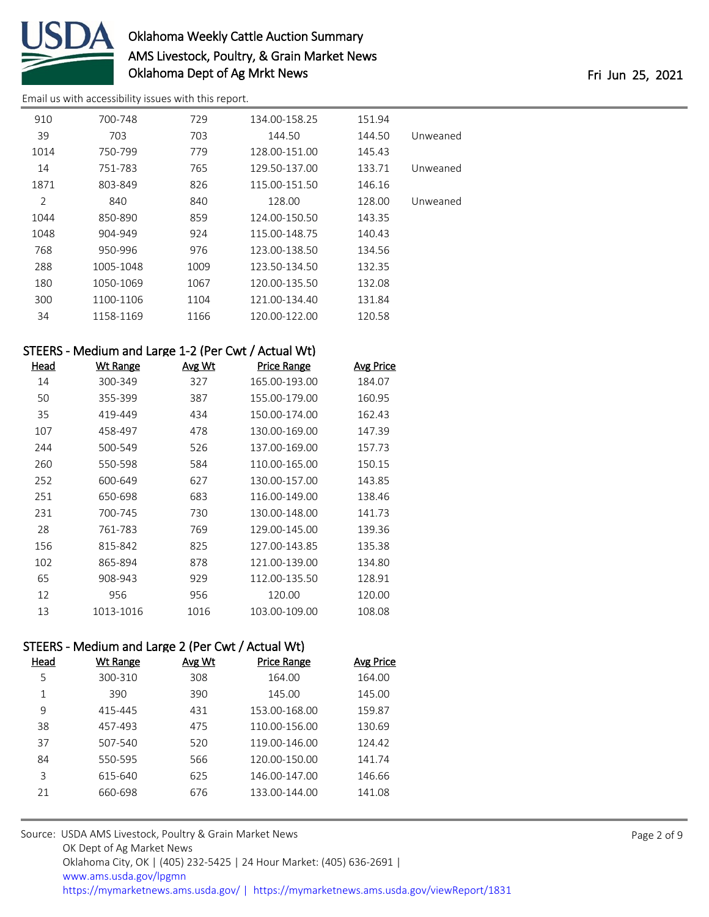| Head | Wt Range | Avg Wt | Price Range | Avg Price | |
|---|---|---|---|---|---|
| 910 | 700-748 | 729 | 134.00-158.25 | 151.94 | |
| 39 | 703 | 703 | 144.50 | 144.50 | Unweaned |
| 1014 | 750-799 | 779 | 128.00-151.00 | 145.43 | |
| 14 | 751-783 | 765 | 129.50-137.00 | 133.71 | Unweaned |
| 1871 | 803-849 | 826 | 115.00-151.50 | 146.16 | |
| 2 | 840 | 840 | 128.00 | 128.00 | Unweaned |
| 1044 | 850-890 | 859 | 124.00-150.50 | 143.35 | |
| 1048 | 904-949 | 924 | 115.00-148.75 | 140.43 | |
| 768 | 950-996 | 976 | 123.00-138.50 | 134.56 | |
| 288 | 1005-1048 | 1009 | 123.50-134.50 | 132.35 | |
| 180 | 1050-1069 | 1067 | 120.00-135.50 | 132.08 | |
| 300 | 1100-1106 | 1104 | 121.00-134.40 | 131.84 | |
| 34 | 1158-1169 | 1166 | 120.00-122.00 | 120.58 | |

## STEERS - Medium and Large 1-2 (Per Cwt / Actual Wt)

| Head | Wt Range | Avg Wt | Price Range | Avg Price |
|---|---|---|---|---|
| 14 | 300-349 | 327 | 165.00-193.00 | 184.07 |
| 50 | 355-399 | 387 | 155.00-179.00 | 160.95 |
| 35 | 419-449 | 434 | 150.00-174.00 | 162.43 |
| 107 | 458-497 | 478 | 130.00-169.00 | 147.39 |
| 244 | 500-549 | 526 | 137.00-169.00 | 157.73 |
| 260 | 550-598 | 584 | 110.00-165.00 | 150.15 |
| 252 | 600-649 | 627 | 130.00-157.00 | 143.85 |
| 251 | 650-698 | 683 | 116.00-149.00 | 138.46 |
| 231 | 700-745 | 730 | 130.00-148.00 | 141.73 |
| 28 | 761-783 | 769 | 129.00-145.00 | 139.36 |
| 156 | 815-842 | 825 | 127.00-143.85 | 135.38 |
| 102 | 865-894 | 878 | 121.00-139.00 | 134.80 |
| 65 | 908-943 | 929 | 112.00-135.50 | 128.91 |
| 12 | 956 | 956 | 120.00 | 120.00 |
| 13 | 1013-1016 | 1016 | 103.00-109.00 | 108.08 |

## STEERS - Medium and Large 2 (Per Cwt / Actual Wt)

| Head | Wt Range | Avg Wt | Price Range | Avg Price |
|---|---|---|---|---|
| 5 | 300-310 | 308 | 164.00 | 164.00 |
| 1 | 390 | 390 | 145.00 | 145.00 |
| 9 | 415-445 | 431 | 153.00-168.00 | 159.87 |
| 38 | 457-493 | 475 | 110.00-156.00 | 130.69 |
| 37 | 507-540 | 520 | 119.00-146.00 | 124.42 |
| 84 | 550-595 | 566 | 120.00-150.00 | 141.74 |
| 3 | 615-640 | 625 | 146.00-147.00 | 146.66 |
| 21 | 660-698 | 676 | 133.00-144.00 | 141.08 |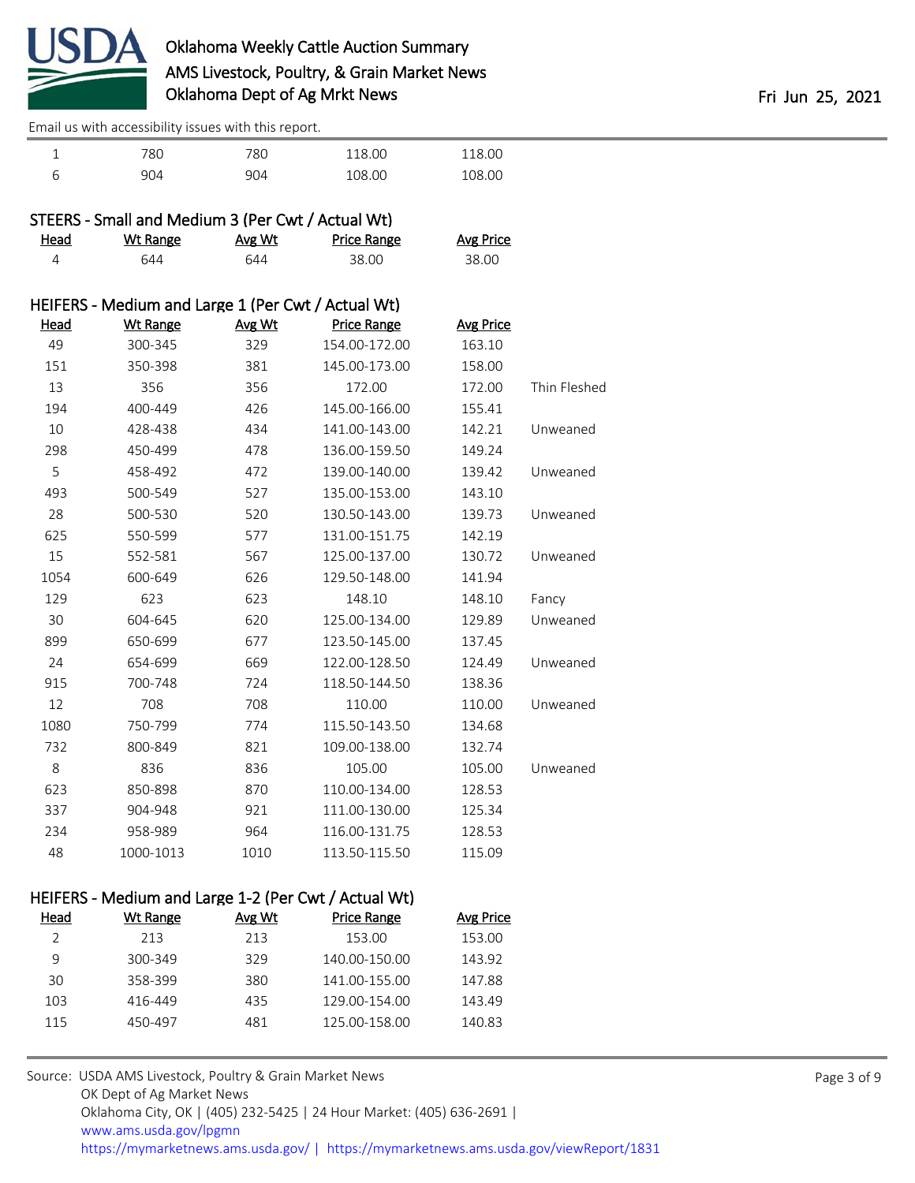| Head | Wt Range | Avg Wt | Price Range | Avg Price | |
|---|---|---|---|---|---|
| 1 | 780 | 780 | 118.00 | 118.00 | |
| 6 | 904 | 904 | 108.00 | 108.00 | |

## STEERS - Small and Medium 3 (Per Cwt / Actual Wt)

| Head | Wt Range | Avg Wt | Price Range | Avg Price |
|---|---|---|---|---|
| 4 | 644 | 644 | 38.00 | 38.00 |

## HEIFERS - Medium and Large 1 (Per Cwt / Actual Wt)

| Head | Wt Range | Avg Wt | Price Range | Avg Price | |
|---|---|---|---|---|---|
| 49 | 300-345 | 329 | 154.00-172.00 | 163.10 | |
| 151 | 350-398 | 381 | 145.00-173.00 | 158.00 | |
| 13 | 356 | 356 | 172.00 | 172.00 | Thin Fleshed |
| 194 | 400-449 | 426 | 145.00-166.00 | 155.41 | |
| 10 | 428-438 | 434 | 141.00-143.00 | 142.21 | Unweaned |
| 298 | 450-499 | 478 | 136.00-159.50 | 149.24 | |
| 5 | 458-492 | 472 | 139.00-140.00 | 139.42 | Unweaned |
| 493 | 500-549 | 527 | 135.00-153.00 | 143.10 | |
| 28 | 500-530 | 520 | 130.50-143.00 | 139.73 | Unweaned |
| 625 | 550-599 | 577 | 131.00-151.75 | 142.19 | |
| 15 | 552-581 | 567 | 125.00-137.00 | 130.72 | Unweaned |
| 1054 | 600-649 | 626 | 129.50-148.00 | 141.94 | |
| 129 | 623 | 623 | 148.10 | 148.10 | Fancy |
| 30 | 604-645 | 620 | 125.00-134.00 | 129.89 | Unweaned |
| 899 | 650-699 | 677 | 123.50-145.00 | 137.45 | |
| 24 | 654-699 | 669 | 122.00-128.50 | 124.49 | Unweaned |
| 915 | 700-748 | 724 | 118.50-144.50 | 138.36 | |
| 12 | 708 | 708 | 110.00 | 110.00 | Unweaned |
| 1080 | 750-799 | 774 | 115.50-143.50 | 134.68 | |
| 732 | 800-849 | 821 | 109.00-138.00 | 132.74 | |
| 8 | 836 | 836 | 105.00 | 105.00 | Unweaned |
| 623 | 850-898 | 870 | 110.00-134.00 | 128.53 | |
| 337 | 904-948 | 921 | 111.00-130.00 | 125.34 | |
| 234 | 958-989 | 964 | 116.00-131.75 | 128.53 | |
| 48 | 1000-1013 | 1010 | 113.50-115.50 | 115.09 | |

## HEIFERS - Medium and Large 1-2 (Per Cwt / Actual Wt)

| Head | Wt Range | Avg Wt | Price Range | Avg Price |
|---|---|---|---|---|
| 2 | 213 | 213 | 153.00 | 153.00 |
| 9 | 300-349 | 329 | 140.00-150.00 | 143.92 |
| 30 | 358-399 | 380 | 141.00-155.00 | 147.88 |
| 103 | 416-449 | 435 | 129.00-154.00 | 143.49 |
| 115 | 450-497 | 481 | 125.00-158.00 | 140.83 |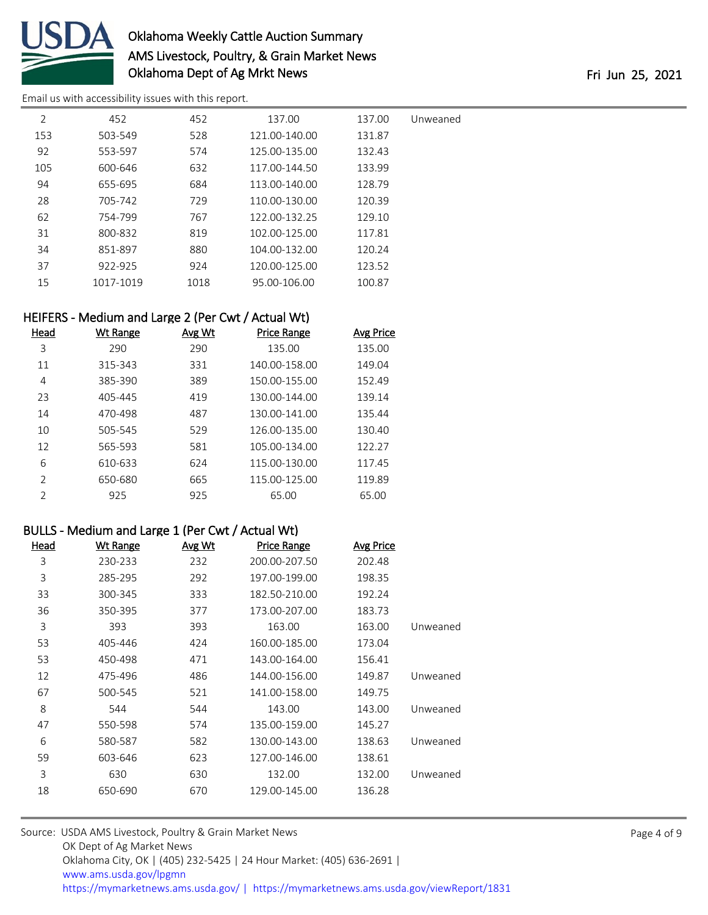Email us with accessibility issues with this report.

| Head | Wt Range | Avg Wt | Price Range | Avg Price | |
|---|---|---|---|---|---|
| 2 | 452 | 452 | 137.00 | 137.00 | Unweaned |
| 153 | 503-549 | 528 | 121.00-140.00 | 131.87 | |
| 92 | 553-597 | 574 | 125.00-135.00 | 132.43 | |
| 105 | 600-646 | 632 | 117.00-144.50 | 133.99 | |
| 94 | 655-695 | 684 | 113.00-140.00 | 128.79 | |
| 28 | 705-742 | 729 | 110.00-130.00 | 120.39 | |
| 62 | 754-799 | 767 | 122.00-132.25 | 129.10 | |
| 31 | 800-832 | 819 | 102.00-125.00 | 117.81 | |
| 34 | 851-897 | 880 | 104.00-132.00 | 120.24 | |
| 37 | 922-925 | 924 | 120.00-125.00 | 123.52 | |
| 15 | 1017-1019 | 1018 | 95.00-106.00 | 100.87 | |

## HEIFERS - Medium and Large 2 (Per Cwt / Actual Wt)

| Head | Wt Range | Avg Wt | Price Range | Avg Price |
|---|---|---|---|---|
| 3 | 290 | 290 | 135.00 | 135.00 |
| 11 | 315-343 | 331 | 140.00-158.00 | 149.04 |
| 4 | 385-390 | 389 | 150.00-155.00 | 152.49 |
| 23 | 405-445 | 419 | 130.00-144.00 | 139.14 |
| 14 | 470-498 | 487 | 130.00-141.00 | 135.44 |
| 10 | 505-545 | 529 | 126.00-135.00 | 130.40 |
| 12 | 565-593 | 581 | 105.00-134.00 | 122.27 |
| 6 | 610-633 | 624 | 115.00-130.00 | 117.45 |
| 2 | 650-680 | 665 | 115.00-125.00 | 119.89 |
| 2 | 925 | 925 | 65.00 | 65.00 |

## BULLS - Medium and Large 1 (Per Cwt / Actual Wt)

| Head | Wt Range | Avg Wt | Price Range | Avg Price | |
|---|---|---|---|---|---|
| 3 | 230-233 | 232 | 200.00-207.50 | 202.48 | |
| 3 | 285-295 | 292 | 197.00-199.00 | 198.35 | |
| 33 | 300-345 | 333 | 182.50-210.00 | 192.24 | |
| 36 | 350-395 | 377 | 173.00-207.00 | 183.73 | |
| 3 | 393 | 393 | 163.00 | 163.00 | Unweaned |
| 53 | 405-446 | 424 | 160.00-185.00 | 173.04 | |
| 53 | 450-498 | 471 | 143.00-164.00 | 156.41 | |
| 12 | 475-496 | 486 | 144.00-156.00 | 149.87 | Unweaned |
| 67 | 500-545 | 521 | 141.00-158.00 | 149.75 | |
| 8 | 544 | 544 | 143.00 | 143.00 | Unweaned |
| 47 | 550-598 | 574 | 135.00-159.00 | 145.27 | |
| 6 | 580-587 | 582 | 130.00-143.00 | 138.63 | Unweaned |
| 59 | 603-646 | 623 | 127.00-146.00 | 138.61 | |
| 3 | 630 | 630 | 132.00 | 132.00 | Unweaned |
| 18 | 650-690 | 670 | 129.00-145.00 | 136.28 | |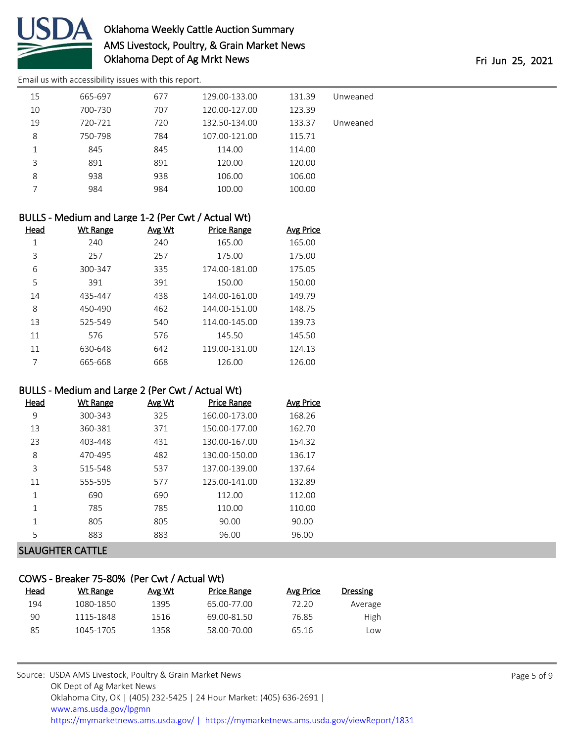| Head | Wt Range | Avg Wt | Price Range | Avg Price | |
|---|---|---|---|---|---|
| 15 | 665-697 | 677 | 129.00-133.00 | 131.39 | Unweaned |
| 10 | 700-730 | 707 | 120.00-127.00 | 123.39 | |
| 19 | 720-721 | 720 | 132.50-134.00 | 133.37 | Unweaned |
| 8 | 750-798 | 784 | 107.00-121.00 | 115.71 | |
| 1 | 845 | 845 | 114.00 | 114.00 | |
| 3 | 891 | 891 | 120.00 | 120.00 | |
| 8 | 938 | 938 | 106.00 | 106.00 | |
| 7 | 984 | 984 | 100.00 | 100.00 | |

### BULLS - Medium and Large 1-2 (Per Cwt / Actual Wt)

| Head | Wt Range | Avg Wt | Price Range | Avg Price |
|---|---|---|---|---|
| 1 | 240 | 240 | 165.00 | 165.00 |
| 3 | 257 | 257 | 175.00 | 175.00 |
| 6 | 300-347 | 335 | 174.00-181.00 | 175.05 |
| 5 | 391 | 391 | 150.00 | 150.00 |
| 14 | 435-447 | 438 | 144.00-161.00 | 149.79 |
| 8 | 450-490 | 462 | 144.00-151.00 | 148.75 |
| 13 | 525-549 | 540 | 114.00-145.00 | 139.73 |
| 11 | 576 | 576 | 145.50 | 145.50 |
| 11 | 630-648 | 642 | 119.00-131.00 | 124.13 |
| 7 | 665-668 | 668 | 126.00 | 126.00 |

### BULLS - Medium and Large 2 (Per Cwt / Actual Wt)

| Head | Wt Range | Avg Wt | Price Range | Avg Price |
|---|---|---|---|---|
| 9 | 300-343 | 325 | 160.00-173.00 | 168.26 |
| 13 | 360-381 | 371 | 150.00-177.00 | 162.70 |
| 23 | 403-448 | 431 | 130.00-167.00 | 154.32 |
| 8 | 470-495 | 482 | 130.00-150.00 | 136.17 |
| 3 | 515-548 | 537 | 137.00-139.00 | 137.64 |
| 11 | 555-595 | 577 | 125.00-141.00 | 132.89 |
| 1 | 690 | 690 | 112.00 | 112.00 |
| 1 | 785 | 785 | 110.00 | 110.00 |
| 1 | 805 | 805 | 90.00 | 90.00 |
| 5 | 883 | 883 | 96.00 | 96.00 |

## SLAUGHTER CATTLE

### COWS - Breaker 75-80% (Per Cwt / Actual Wt)

| Head | Wt Range | Avg Wt | Price Range | Avg Price | Dressing |
|---|---|---|---|---|---|
| 194 | 1080-1850 | 1395 | 65.00-77.00 | 72.20 | Average |
| 90 | 1115-1848 | 1516 | 69.00-81.50 | 76.85 | High |
| 85 | 1045-1705 | 1358 | 58.00-70.00 | 65.16 | Low |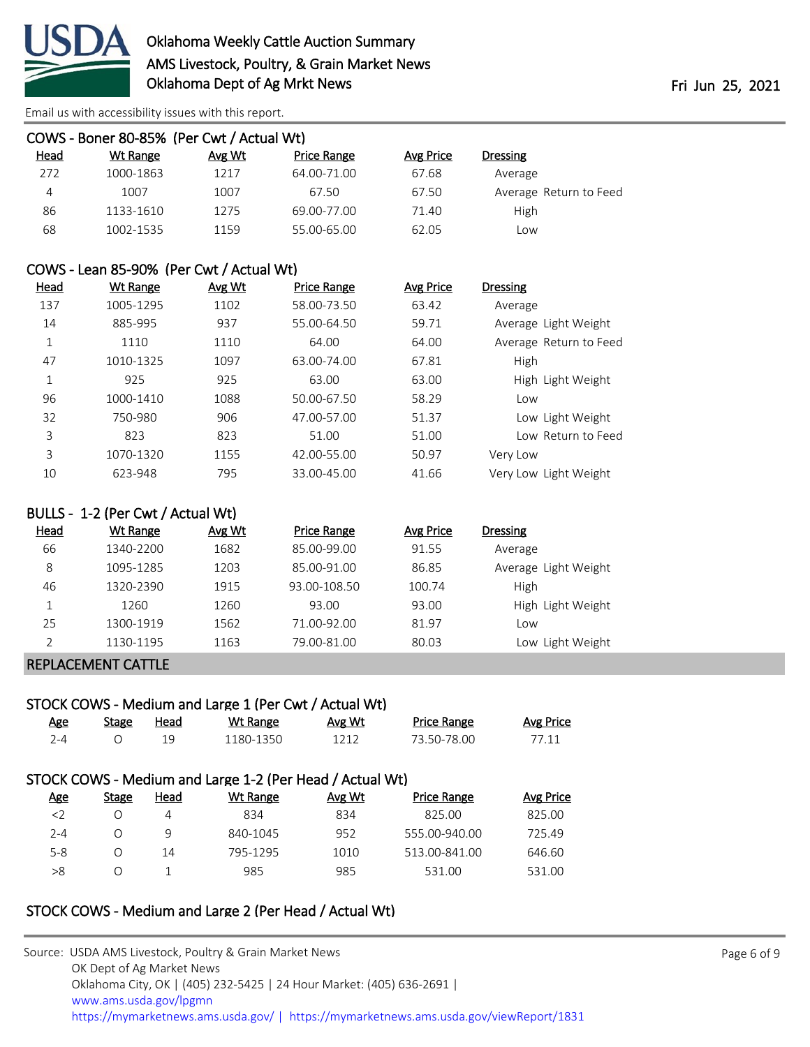### COWS - Boner 80-85% (Per Cwt / Actual Wt)

| Head | Wt Range | Avg Wt | Price Range | Avg Price | Dressing |
|---|---|---|---|---|---|
| 272 | 1000-1863 | 1217 | 64.00-71.00 | 67.68 | Average |
| 4 | 1007 | 1007 | 67.50 | 67.50 | Average Return to Feed |
| 86 | 1133-1610 | 1275 | 69.00-77.00 | 71.40 | High |
| 68 | 1002-1535 | 1159 | 55.00-65.00 | 62.05 | Low |

### COWS - Lean 85-90% (Per Cwt / Actual Wt)

| Head | Wt Range | Avg Wt | Price Range | Avg Price | Dressing |
|---|---|---|---|---|---|
| 137 | 1005-1295 | 1102 | 58.00-73.50 | 63.42 | Average |
| 14 | 885-995 | 937 | 55.00-64.50 | 59.71 | Average Light Weight |
| 1 | 1110 | 1110 | 64.00 | 64.00 | Average Return to Feed |
| 47 | 1010-1325 | 1097 | 63.00-74.00 | 67.81 | High |
| 1 | 925 | 925 | 63.00 | 63.00 | High Light Weight |
| 96 | 1000-1410 | 1088 | 50.00-67.50 | 58.29 | Low |
| 32 | 750-980 | 906 | 47.00-57.00 | 51.37 | Low Light Weight |
| 3 | 823 | 823 | 51.00 | 51.00 | Low Return to Feed |
| 3 | 1070-1320 | 1155 | 42.00-55.00 | 50.97 | Very Low |
| 10 | 623-948 | 795 | 33.00-45.00 | 41.66 | Very Low Light Weight |

### BULLS - 1-2 (Per Cwt / Actual Wt)

| Head | Wt Range | Avg Wt | Price Range | Avg Price | Dressing |
|---|---|---|---|---|---|
| 66 | 1340-2200 | 1682 | 85.00-99.00 | 91.55 | Average |
| 8 | 1095-1285 | 1203 | 85.00-91.00 | 86.85 | Average Light Weight |
| 46 | 1320-2390 | 1915 | 93.00-108.50 | 100.74 | High |
| 1 | 1260 | 1260 | 93.00 | 93.00 | High Light Weight |
| 25 | 1300-1919 | 1562 | 71.00-92.00 | 81.97 | Low |
| 2 | 1130-1195 | 1163 | 79.00-81.00 | 80.03 | Low Light Weight |

## REPLACEMENT CATTLE

### STOCK COWS - Medium and Large 1 (Per Cwt / Actual Wt)

| Age | Stage | Head | Wt Range | Avg Wt | Price Range | Avg Price |
|---|---|---|---|---|---|---|
| 2-4 | O | 19 | 1180-1350 | 1212 | 73.50-78.00 | 77.11 |

### STOCK COWS - Medium and Large 1-2 (Per Head / Actual Wt)

| Age | Stage | Head | Wt Range | Avg Wt | Price Range | Avg Price |
|---|---|---|---|---|---|---|
| <2 | O | 4 | 834 | 834 | 825.00 | 825.00 |
| 2-4 | O | 9 | 840-1045 | 952 | 555.00-940.00 | 725.49 |
| 5-8 | O | 14 | 795-1295 | 1010 | 513.00-841.00 | 646.60 |
| >8 | O | 1 | 985 | 985 | 531.00 | 531.00 |

### STOCK COWS - Medium and Large 2 (Per Head / Actual Wt)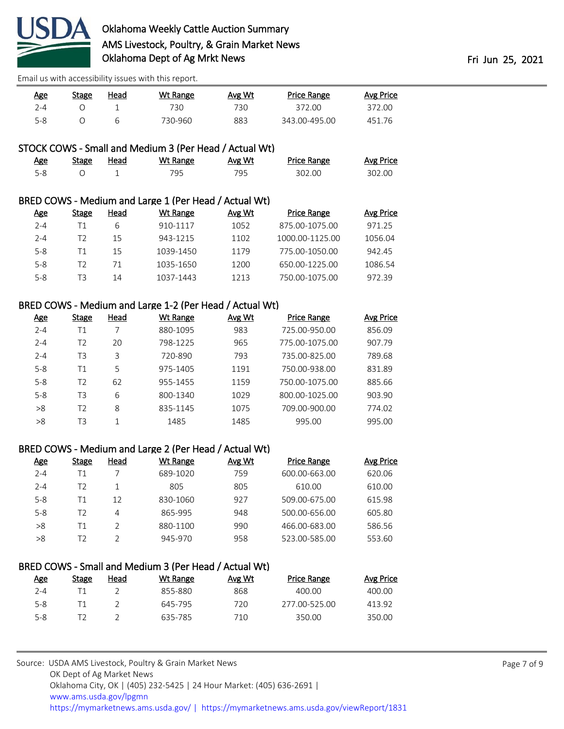| Age | Stage | Head | Wt Range | Avg Wt | Price Range | Avg Price |
|---|---|---|---|---|---|---|
| 2-4 | O | 1 | 730 | 730 | 372.00 | 372.00 |
| 5-8 | O | 6 | 730-960 | 883 | 343.00-495.00 | 451.76 |

## STOCK COWS - Small and Medium 3 (Per Head / Actual Wt)

| Age | Stage | Head | Wt Range | Avg Wt | Price Range | Avg Price |
|---|---|---|---|---|---|---|
| 5-8 | O | 1 | 795 | 795 | 302.00 | 302.00 |

## BRED COWS - Medium and Large 1 (Per Head / Actual Wt)

| Age | Stage | Head | Wt Range | Avg Wt | Price Range | Avg Price |
|---|---|---|---|---|---|---|
| 2-4 | T1 | 6 | 910-1117 | 1052 | 875.00-1075.00 | 971.25 |
| 2-4 | T2 | 15 | 943-1215 | 1102 | 1000.00-1125.00 | 1056.04 |
| 5-8 | T1 | 15 | 1039-1450 | 1179 | 775.00-1050.00 | 942.45 |
| 5-8 | T2 | 71 | 1035-1650 | 1200 | 650.00-1225.00 | 1086.54 |
| 5-8 | T3 | 14 | 1037-1443 | 1213 | 750.00-1075.00 | 972.39 |

## BRED COWS - Medium and Large 1-2 (Per Head / Actual Wt)

| Age | Stage | Head | Wt Range | Avg Wt | Price Range | Avg Price |
|---|---|---|---|---|---|---|
| 2-4 | T1 | 7 | 880-1095 | 983 | 725.00-950.00 | 856.09 |
| 2-4 | T2 | 20 | 798-1225 | 965 | 775.00-1075.00 | 907.79 |
| 2-4 | T3 | 3 | 720-890 | 793 | 735.00-825.00 | 789.68 |
| 5-8 | T1 | 5 | 975-1405 | 1191 | 750.00-938.00 | 831.89 |
| 5-8 | T2 | 62 | 955-1455 | 1159 | 750.00-1075.00 | 885.66 |
| 5-8 | T3 | 6 | 800-1340 | 1029 | 800.00-1025.00 | 903.90 |
| >8 | T2 | 8 | 835-1145 | 1075 | 709.00-900.00 | 774.02 |
| >8 | T3 | 1 | 1485 | 1485 | 995.00 | 995.00 |

## BRED COWS - Medium and Large 2 (Per Head / Actual Wt)

| Age | Stage | Head | Wt Range | Avg Wt | Price Range | Avg Price |
|---|---|---|---|---|---|---|
| 2-4 | T1 | 7 | 689-1020 | 759 | 600.00-663.00 | 620.06 |
| 2-4 | T2 | 1 | 805 | 805 | 610.00 | 610.00 |
| 5-8 | T1 | 12 | 830-1060 | 927 | 509.00-675.00 | 615.98 |
| 5-8 | T2 | 4 | 865-995 | 948 | 500.00-656.00 | 605.80 |
| >8 | T1 | 2 | 880-1100 | 990 | 466.00-683.00 | 586.56 |
| >8 | T2 | 2 | 945-970 | 958 | 523.00-585.00 | 553.60 |

## BRED COWS - Small and Medium 3 (Per Head / Actual Wt)

| Age | Stage | Head | Wt Range | Avg Wt | Price Range | Avg Price |
|---|---|---|---|---|---|---|
| 2-4 | T1 | 2 | 855-880 | 868 | 400.00 | 400.00 |
| 5-8 | T1 | 2 | 645-795 | 720 | 277.00-525.00 | 413.92 |
| 5-8 | T2 | 2 | 635-785 | 710 | 350.00 | 350.00 |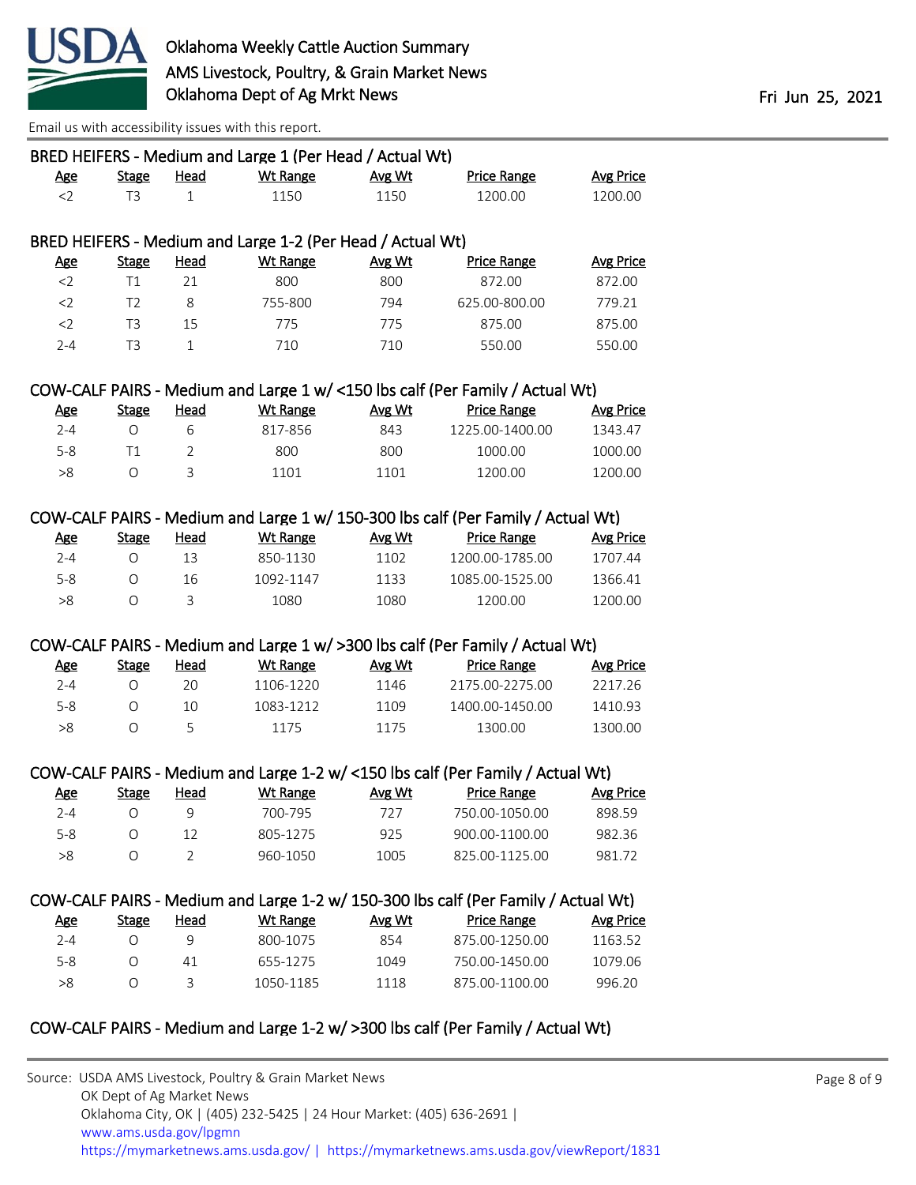## BRED HEIFERS - Medium and Large 1 (Per Head / Actual Wt)

| Age | Stage | Head | Wt Range | Avg Wt | Price Range | Avg Price |
|---|---|---|---|---|---|---|
| <2 | T3 | 1 | 1150 | 1150 | 1200.00 | 1200.00 |

## BRED HEIFERS - Medium and Large 1-2 (Per Head / Actual Wt)

| Age | Stage | Head | Wt Range | Avg Wt | Price Range | Avg Price |
|---|---|---|---|---|---|---|
| <2 | T1 | 21 | 800 | 800 | 872.00 | 872.00 |
| <2 | T2 | 8 | 755-800 | 794 | 625.00-800.00 | 779.21 |
| <2 | T3 | 15 | 775 | 775 | 875.00 | 875.00 |
| 2-4 | T3 | 1 | 710 | 710 | 550.00 | 550.00 |

## COW-CALF PAIRS - Medium and Large 1 w/ <150 lbs calf (Per Family / Actual Wt)

| Age | Stage | Head | Wt Range | Avg Wt | Price Range | Avg Price |
|---|---|---|---|---|---|---|
| 2-4 | O | 6 | 817-856 | 843 | 1225.00-1400.00 | 1343.47 |
| 5-8 | T1 | 2 | 800 | 800 | 1000.00 | 1000.00 |
| >8 | O | 3 | 1101 | 1101 | 1200.00 | 1200.00 |

## COW-CALF PAIRS - Medium and Large 1 w/ 150-300 lbs calf (Per Family / Actual Wt)

| Age | Stage | Head | Wt Range | Avg Wt | Price Range | Avg Price |
|---|---|---|---|---|---|---|
| 2-4 | O | 13 | 850-1130 | 1102 | 1200.00-1785.00 | 1707.44 |
| 5-8 | O | 16 | 1092-1147 | 1133 | 1085.00-1525.00 | 1366.41 |
| >8 | O | 3 | 1080 | 1080 | 1200.00 | 1200.00 |

## COW-CALF PAIRS - Medium and Large 1 w/ >300 lbs calf (Per Family / Actual Wt)

| Age | Stage | Head | Wt Range | Avg Wt | Price Range | Avg Price |
|---|---|---|---|---|---|---|
| 2-4 | O | 20 | 1106-1220 | 1146 | 2175.00-2275.00 | 2217.26 |
| 5-8 | O | 10 | 1083-1212 | 1109 | 1400.00-1450.00 | 1410.93 |
| >8 | O | 5 | 1175 | 1175 | 1300.00 | 1300.00 |

## COW-CALF PAIRS - Medium and Large 1-2 w/ <150 lbs calf (Per Family / Actual Wt)

| Age | Stage | Head | Wt Range | Avg Wt | Price Range | Avg Price |
|---|---|---|---|---|---|---|
| 2-4 | O | 9 | 700-795 | 727 | 750.00-1050.00 | 898.59 |
| 5-8 | O | 12 | 805-1275 | 925 | 900.00-1100.00 | 982.36 |
| >8 | O | 2 | 960-1050 | 1005 | 825.00-1125.00 | 981.72 |

## COW-CALF PAIRS - Medium and Large 1-2 w/ 150-300 lbs calf (Per Family / Actual Wt)

| Age | Stage | Head | Wt Range | Avg Wt | Price Range | Avg Price |
|---|---|---|---|---|---|---|
| 2-4 | O | 9 | 800-1075 | 854 | 875.00-1250.00 | 1163.52 |
| 5-8 | O | 41 | 655-1275 | 1049 | 750.00-1450.00 | 1079.06 |
| >8 | O | 3 | 1050-1185 | 1118 | 875.00-1100.00 | 996.20 |

## COW-CALF PAIRS - Medium and Large 1-2 w/ >300 lbs calf (Per Family / Actual Wt)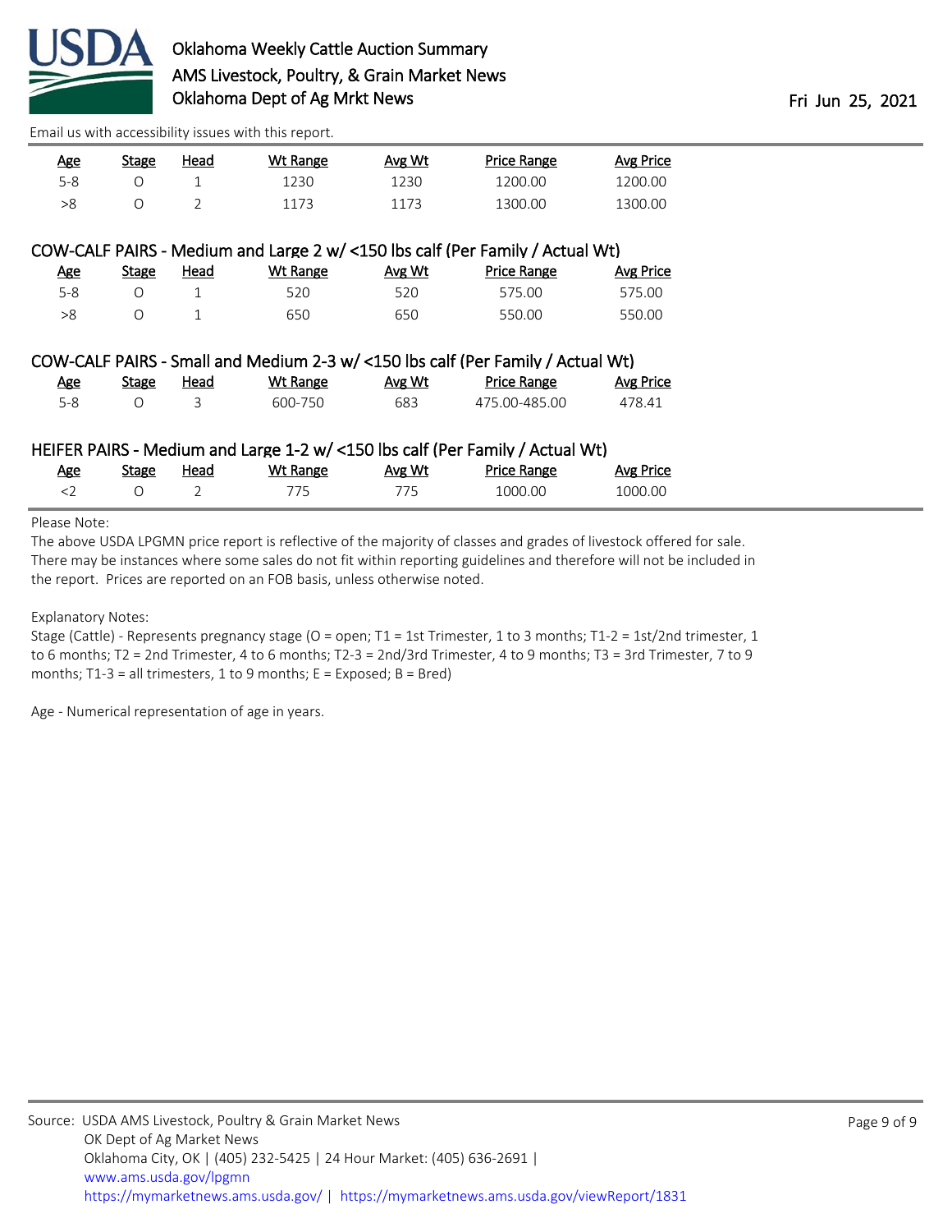Email us with accessibility issues with this report.

| Age | Stage | Head | Wt Range | Avg Wt | Price Range | Avg Price |
|---|---|---|---|---|---|---|
| 5-8 | O | 1 | 1230 | 1230 | 1200.00 | 1200.00 |
| >8 | O | 2 | 1173 | 1173 | 1300.00 | 1300.00 |

## COW-CALF PAIRS - Medium and Large 2 w/ <150 lbs calf (Per Family / Actual Wt)

| Age | Stage | Head | Wt Range | Avg Wt | Price Range | Avg Price |
|---|---|---|---|---|---|---|
| 5-8 | O | 1 | 520 | 520 | 575.00 | 575.00 |
| >8 | O | 1 | 650 | 650 | 550.00 | 550.00 |

## COW-CALF PAIRS - Small and Medium 2-3 w/ <150 lbs calf (Per Family / Actual Wt)

| Age | Stage | Head | Wt Range | Avg Wt | Price Range | Avg Price |
|---|---|---|---|---|---|---|
| 5-8 | O | 3 | 600-750 | 683 | 475.00-485.00 | 478.41 |

## HEIFER PAIRS - Medium and Large 1-2 w/ <150 lbs calf (Per Family / Actual Wt)

| Age | Stage | Head | Wt Range | Avg Wt | Price Range | Avg Price |
|---|---|---|---|---|---|---|
| <2 | O | 2 | 775 | 775 | 1000.00 | 1000.00 |

Please Note:

The above USDA LPGMN price report is reflective of the majority of classes and grades of livestock offered for sale. There may be instances where some sales do not fit within reporting guidelines and therefore will not be included in the report. Prices are reported on an FOB basis, unless otherwise noted.

Explanatory Notes:

Stage (Cattle) - Represents pregnancy stage (O = open; T1 = 1st Trimester, 1 to 3 months; T1-2 = 1st/2nd trimester, 1 to 6 months; T2 = 2nd Trimester, 4 to 6 months; T2-3 = 2nd/3rd Trimester, 4 to 9 months; T3 = 3rd Trimester, 7 to 9 months; T1-3 = all trimesters, 1 to 9 months; E = Exposed; B = Bred)

Age - Numerical representation of age in years.

Source: USDA AMS Livestock, Poultry & Grain Market News
OK Dept of Ag Market News
Oklahoma City, OK | (405) 232-5425 | 24 Hour Market: (405) 636-2691 |
www.ams.usda.gov/lpgmn
https://mymarketnews.ams.usda.gov/ | https://mymarketnews.ams.usda.gov/viewReport/1831